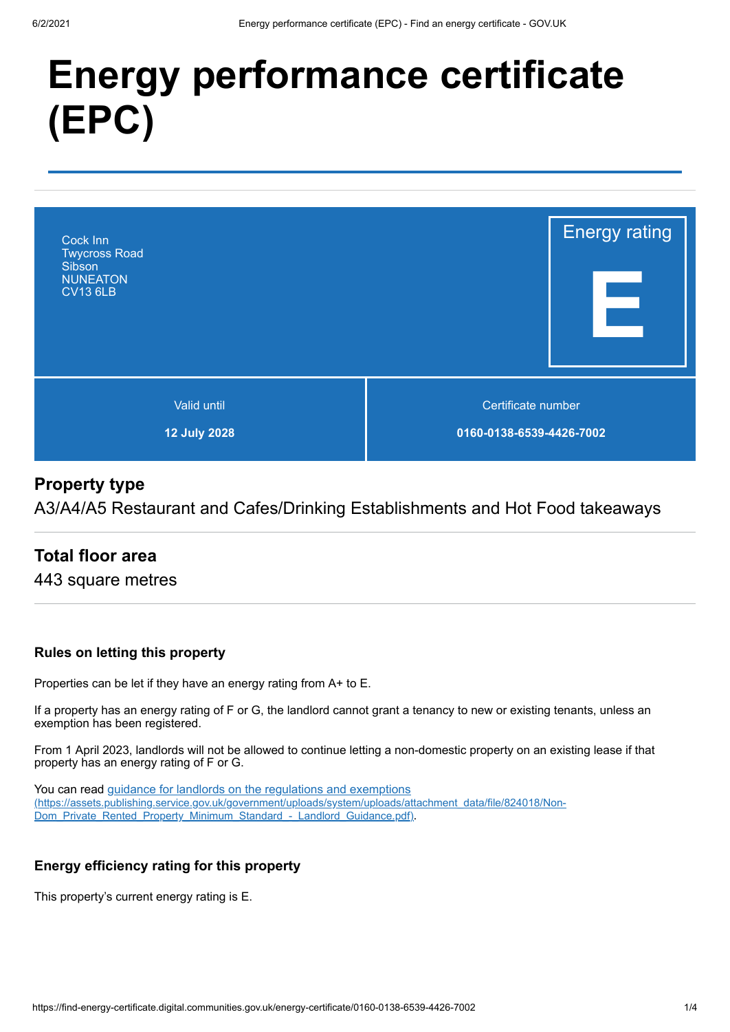# Energy performance certificate (EPC)

Cock Inn
Twycross Road
Sibson
NUNEATON
CV13 6LB

Energy rating

**E**

| Valid until | Certificate number |
| --- | --- |
| **12 July 2028** | **0160-0138-6539-4426-7002** |

## Property type

A3/A4/A5 Restaurant and Cafes/Drinking Establishments and Hot Food takeaways

## Total floor area

443 square metres

### Rules on letting this property

Properties can be let if they have an energy rating from A+ to E.

If a property has an energy rating of F or G, the landlord cannot grant a tenancy to new or existing tenants, unless an exemption has been registered.

From 1 April 2023, landlords will not be allowed to continue letting a non-domestic property on an existing lease if that property has an energy rating of F or G.

You can read [guidance for landlords on the regulations and exemptions](https://assets.publishing.service.gov.uk/government/uploads/system/uploads/attachment_data/file/824018/Non-Dom_Private_Rented_Property_Minimum_Standard_-_Landlord_Guidance.pdf) (https://assets.publishing.service.gov.uk/government/uploads/system/uploads/attachment_data/file/824018/Non-Dom_Private_Rented_Property_Minimum_Standard_-_Landlord_Guidance.pdf).

### Energy efficiency rating for this property

This property's current energy rating is E.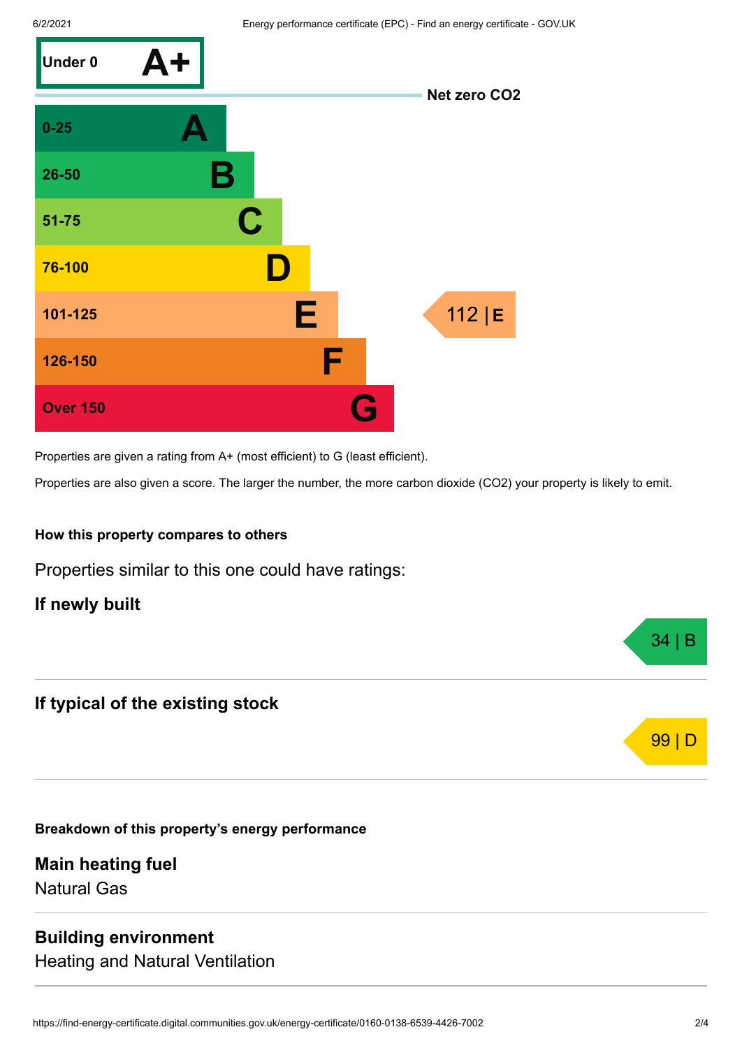| Score | Rating |
| --- | --- |
| Under 0 | A+ |
| 0-25 | A |
| 26-50 | B |
| 51-75 | C |
| 76-100 | D |
| 101-125 | E |
| 126-150 | F |
| Over 150 | G |

Net zero $CO_2$

112 | E

Properties are given a rating from A+ (most efficient) to G (least efficient).

Properties are also given a score. The larger the number, the more carbon dioxide ($CO_2$) your property is likely to emit.

**How this property compares to others**

Properties similar to this one could have ratings:

### If newly built

34 | B

### If typical of the existing stock

99 | D

**Breakdown of this property's energy performance**

### Main heating fuel

Natural Gas

### Building environment

Heating and Natural Ventilation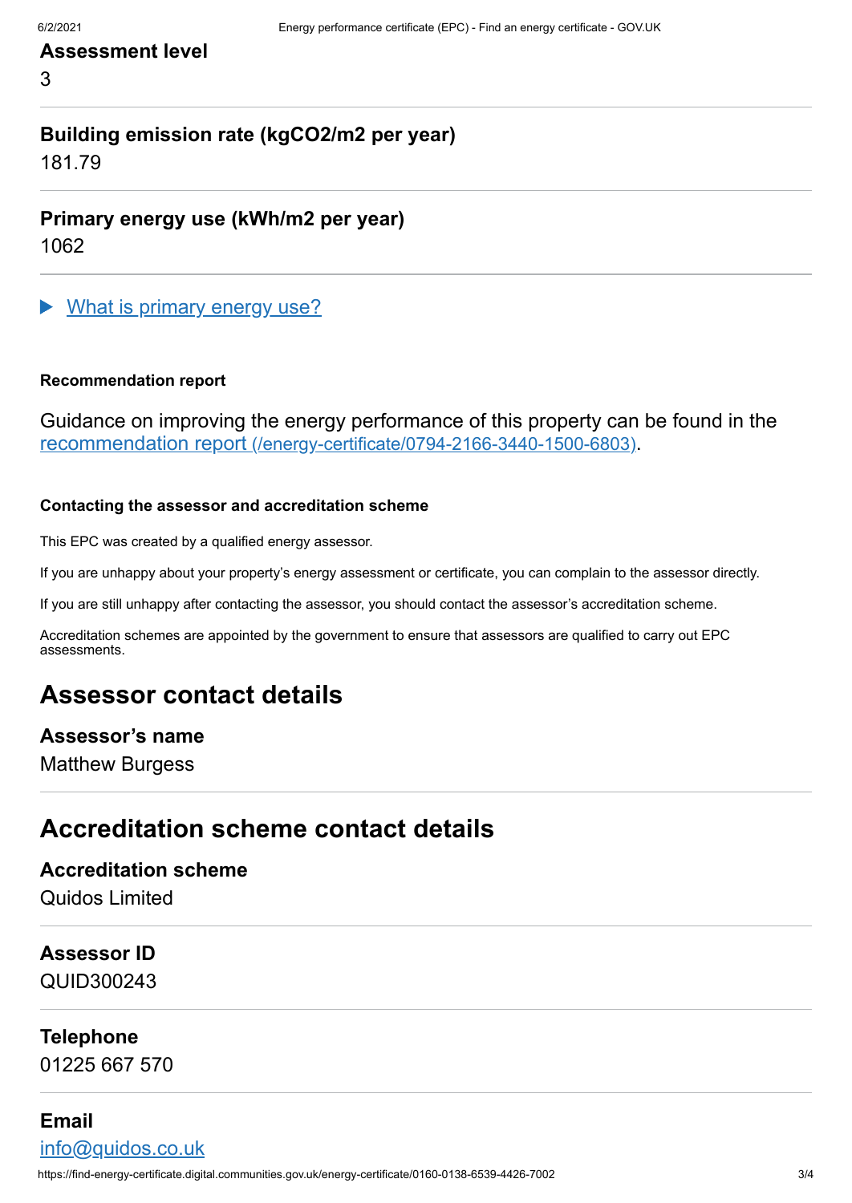### Assessment level

3

### Building emission rate (kgCO2/m2 per year)

181.79

### Primary energy use (kWh/m2 per year)

1062

▶ [What is primary energy use?]

#### Recommendation report

Guidance on improving the energy performance of this property can be found in the [recommendation report (/energy-certificate/0794-2166-3440-1500-6803)](/energy-certificate/0794-2166-3440-1500-6803).

#### Contacting the assessor and accreditation scheme

This EPC was created by a qualified energy assessor.

If you are unhappy about your property's energy assessment or certificate, you can complain to the assessor directly.

If you are still unhappy after contacting the assessor, you should contact the assessor's accreditation scheme.

Accreditation schemes are appointed by the government to ensure that assessors are qualified to carry out EPC assessments.

## Assessor contact details

### Assessor's name

Matthew Burgess

## Accreditation scheme contact details

### Accreditation scheme

Quidos Limited

### Assessor ID

QUID300243

### Telephone

01225 667 570

### Email

[info@quidos.co.uk](mailto:info@quidos.co.uk)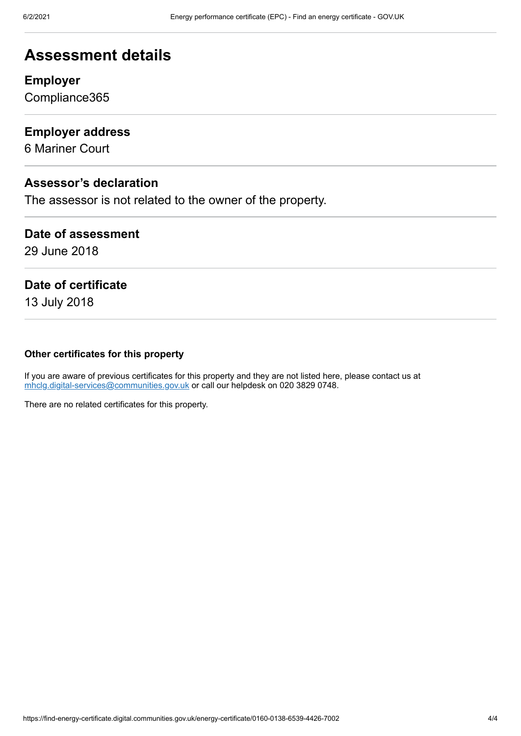## Assessment details

### Employer

Compliance365

### Employer address

6 Mariner Court

### Assessor's declaration

The assessor is not related to the owner of the property.

### Date of assessment

29 June 2018

### Date of certificate

13 July 2018

#### Other certificates for this property

If you are aware of previous certificates for this property and they are not listed here, please contact us at mhclg.digital-services@communities.gov.uk or call our helpdesk on 020 3829 0748.

There are no related certificates for this property.